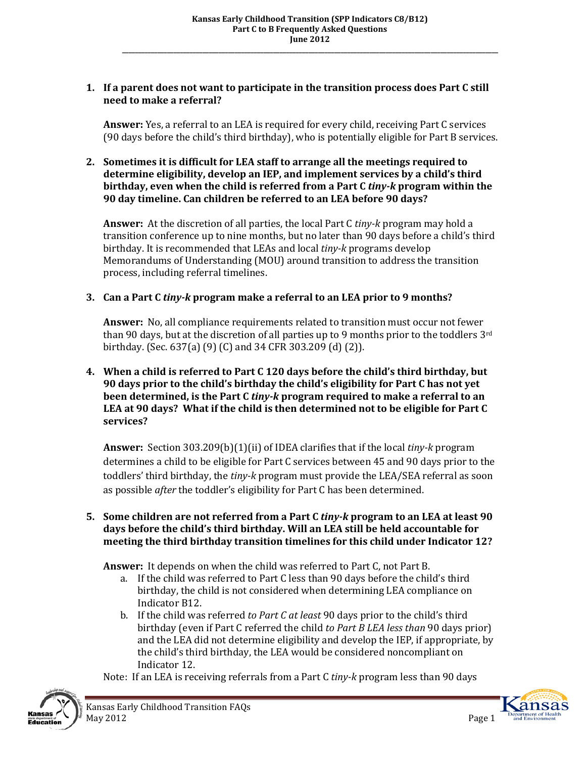# Kansas Early Childhood Transition (SPP Indicators C8/B12)
## Part C to B Frequently Asked Questions
### June 2012

1. **If a parent does not want to participate in the transition process does Part C still need to make a referral?**

   **Answer:** Yes, a referral to an LEA is required for every child, receiving Part C services (90 days before the child's third birthday), who is potentially eligible for Part B services.

2. **Sometimes it is difficult for LEA staff to arrange all the meetings required to determine eligibility, develop an IEP, and implement services by a child's third birthday, even when the child is referred from a Part C *tiny-k* program within the 90 day timeline. Can children be referred to an LEA before 90 days?**

   **Answer:** At the discretion of all parties, the local Part C *tiny-k* program may hold a transition conference up to nine months, but no later than 90 days before a child's third birthday. It is recommended that LEAs and local *tiny-k* programs develop Memorandums of Understanding (MOU) around transition to address the transition process, including referral timelines.

3. **Can a Part C *tiny-k* program make a referral to an LEA prior to 9 months?**

   **Answer:** No, all compliance requirements related to transition must occur not fewer than 90 days, but at the discretion of all parties up to 9 months prior to the toddlers 3rd birthday. (Sec. 637(a) (9) (C) and 34 CFR 303.209 (d) (2)).

4. **When a child is referred to Part C 120 days before the child's third birthday, but 90 days prior to the child's birthday the child's eligibility for Part C has not yet been determined, is the Part C *tiny-k* program required to make a referral to an LEA at 90 days? What if the child is then determined not to be eligible for Part C services?**

   **Answer:** Section 303.209(b)(1)(ii) of IDEA clarifies that if the local *tiny-k* program determines a child to be eligible for Part C services between 45 and 90 days prior to the toddlers' third birthday, the *tiny-k* program must provide the LEA/SEA referral as soon as possible *after* the toddler's eligibility for Part C has been determined.

5. **Some children are not referred from a Part C *tiny-k* program to an LEA at least 90 days before the child's third birthday. Will an LEA still be held accountable for meeting the third birthday transition timelines for this child under Indicator 12?**

   **Answer:** It depends on when the child was referred to Part C, not Part B.

   a. If the child was referred to Part C less than 90 days before the child's third birthday, the child is not considered when determining LEA compliance on Indicator B12.

   b. If the child was referred *to Part C at least* 90 days prior to the child's third birthday (even if Part C referred the child *to Part B LEA less than* 90 days prior) and the LEA did not determine eligibility and develop the IEP, if appropriate, by the child's third birthday, the LEA would be considered noncompliant on Indicator 12.

   Note: If an LEA is receiving referrals from a Part C *tiny-k* program less than 90 days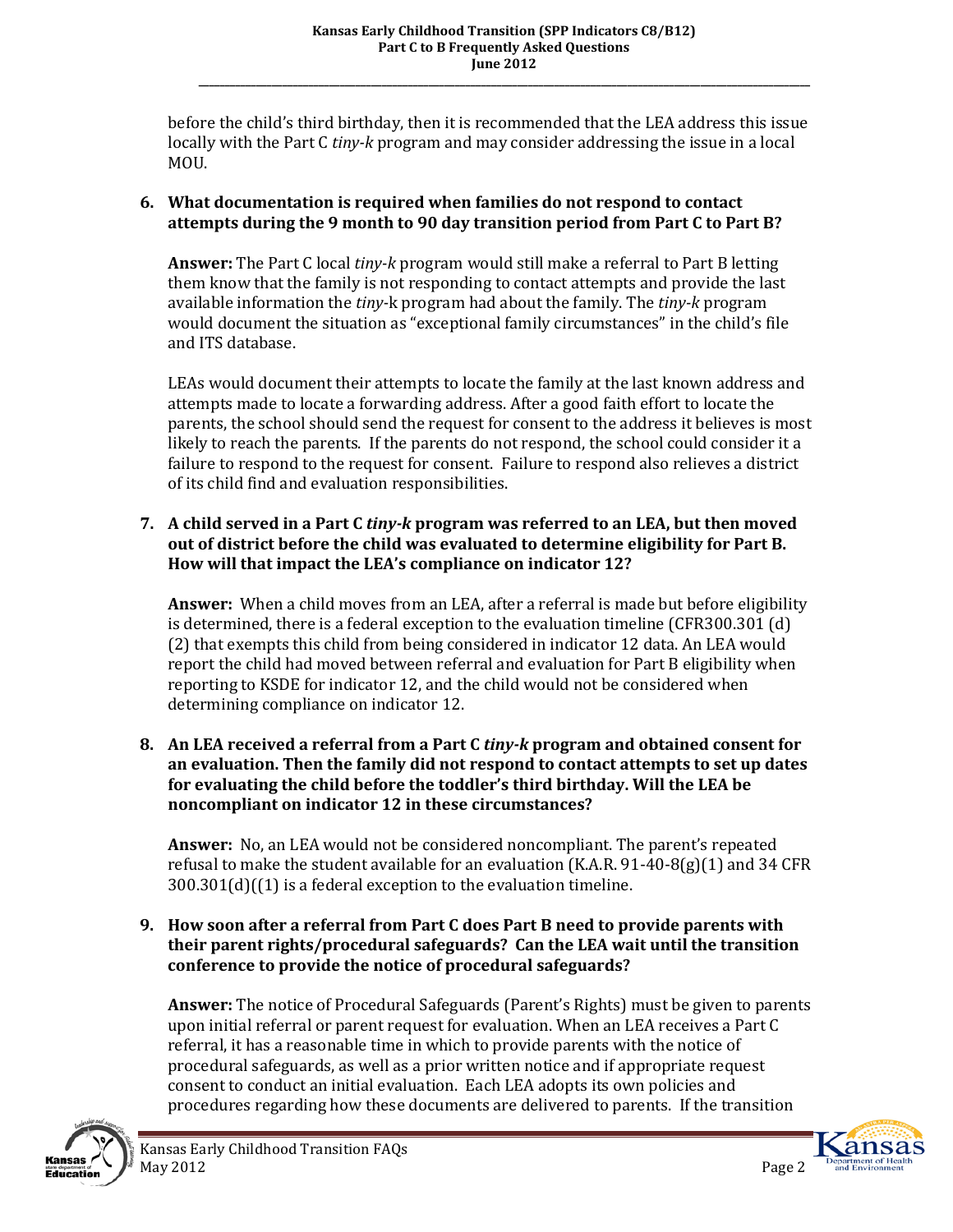before the child's third birthday, then it is recommended that the LEA address this issue locally with the Part C *tiny-k* program and may consider addressing the issue in a local MOU.

**6. What documentation is required when families do not respond to contact attempts during the 9 month to 90 day transition period from Part C to Part B?**

**Answer:** The Part C local *tiny-k* program would still make a referral to Part B letting them know that the family is not responding to contact attempts and provide the last available information the *tiny*-k program had about the family. The *tiny-k* program would document the situation as "exceptional family circumstances" in the child's file and ITS database.

LEAs would document their attempts to locate the family at the last known address and attempts made to locate a forwarding address. After a good faith effort to locate the parents, the school should send the request for consent to the address it believes is most likely to reach the parents. If the parents do not respond, the school could consider it a failure to respond to the request for consent. Failure to respond also relieves a district of its child find and evaluation responsibilities.

**7. A child served in a Part C *tiny-k* program was referred to an LEA, but then moved out of district before the child was evaluated to determine eligibility for Part B. How will that impact the LEA's compliance on indicator 12?**

**Answer:** When a child moves from an LEA, after a referral is made but before eligibility is determined, there is a federal exception to the evaluation timeline (CFR300.301 (d)(2) that exempts this child from being considered in indicator 12 data. An LEA would report the child had moved between referral and evaluation for Part B eligibility when reporting to KSDE for indicator 12, and the child would not be considered when determining compliance on indicator 12.

**8. An LEA received a referral from a Part C *tiny-k* program and obtained consent for an evaluation. Then the family did not respond to contact attempts to set up dates for evaluating the child before the toddler's third birthday. Will the LEA be noncompliant on indicator 12 in these circumstances?**

**Answer:** No, an LEA would not be considered noncompliant. The parent's repeated refusal to make the student available for an evaluation (K.A.R. 91-40-8(g)(1) and 34 CFR 300.301(d)((1) is a federal exception to the evaluation timeline.

**9. How soon after a referral from Part C does Part B need to provide parents with their parent rights/procedural safeguards? Can the LEA wait until the transition conference to provide the notice of procedural safeguards?**

**Answer:** The notice of Procedural Safeguards (Parent's Rights) must be given to parents upon initial referral or parent request for evaluation. When an LEA receives a Part C referral, it has a reasonable time in which to provide parents with the notice of procedural safeguards, as well as a prior written notice and if appropriate request consent to conduct an initial evaluation. Each LEA adopts its own policies and procedures regarding how these documents are delivered to parents. If the transition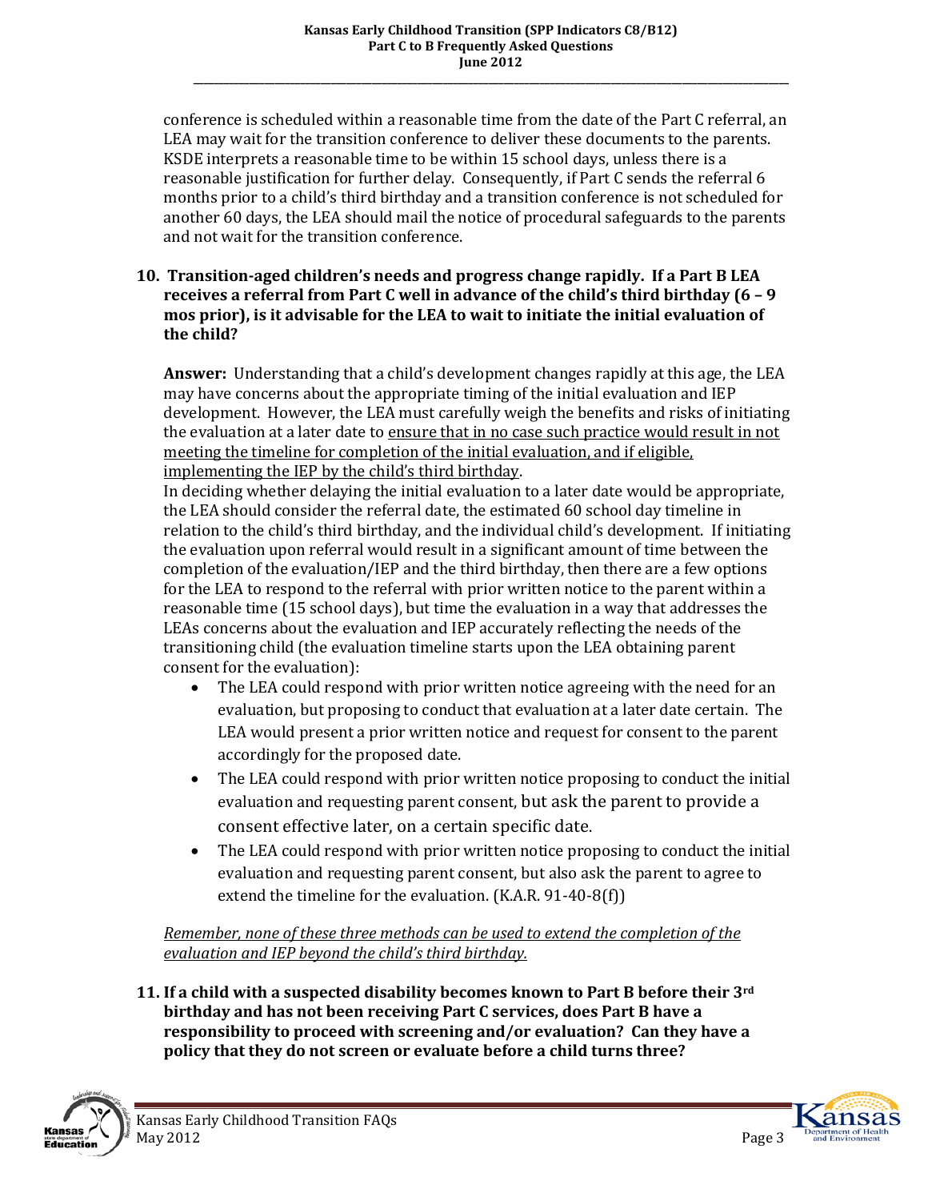conference is scheduled within a reasonable time from the date of the Part C referral, an LEA may wait for the transition conference to deliver these documents to the parents. KSDE interprets a reasonable time to be within 15 school days, unless there is a reasonable justification for further delay. Consequently, if Part C sends the referral 6 months prior to a child's third birthday and a transition conference is not scheduled for another 60 days, the LEA should mail the notice of procedural safeguards to the parents and not wait for the transition conference.

**10. Transition-aged children's needs and progress change rapidly. If a Part B LEA receives a referral from Part C well in advance of the child's third birthday (6 – 9 mos prior), is it advisable for the LEA to wait to initiate the initial evaluation of the child?**

**Answer:** Understanding that a child's development changes rapidly at this age, the LEA may have concerns about the appropriate timing of the initial evaluation and IEP development. However, the LEA must carefully weigh the benefits and risks of initiating the evaluation at a later date to ensure that in no case such practice would result in not meeting the timeline for completion of the initial evaluation, and if eligible, implementing the IEP by the child's third birthday.

In deciding whether delaying the initial evaluation to a later date would be appropriate, the LEA should consider the referral date, the estimated 60 school day timeline in relation to the child's third birthday, and the individual child's development. If initiating the evaluation upon referral would result in a significant amount of time between the completion of the evaluation/IEP and the third birthday, then there are a few options for the LEA to respond to the referral with prior written notice to the parent within a reasonable time (15 school days), but time the evaluation in a way that addresses the LEAs concerns about the evaluation and IEP accurately reflecting the needs of the transitioning child (the evaluation timeline starts upon the LEA obtaining parent consent for the evaluation):

- The LEA could respond with prior written notice agreeing with the need for an evaluation, but proposing to conduct that evaluation at a later date certain. The LEA would present a prior written notice and request for consent to the parent accordingly for the proposed date.
- The LEA could respond with prior written notice proposing to conduct the initial evaluation and requesting parent consent, but ask the parent to provide a consent effective later, on a certain specific date.
- The LEA could respond with prior written notice proposing to conduct the initial evaluation and requesting parent consent, but also ask the parent to agree to extend the timeline for the evaluation. (K.A.R. 91-40-8(f))

*Remember, none of these three methods can be used to extend the completion of the evaluation and IEP beyond the child's third birthday.*

**11. If a child with a suspected disability becomes known to Part B before their 3rd birthday and has not been receiving Part C services, does Part B have a responsibility to proceed with screening and/or evaluation? Can they have a policy that they do not screen or evaluate before a child turns three?**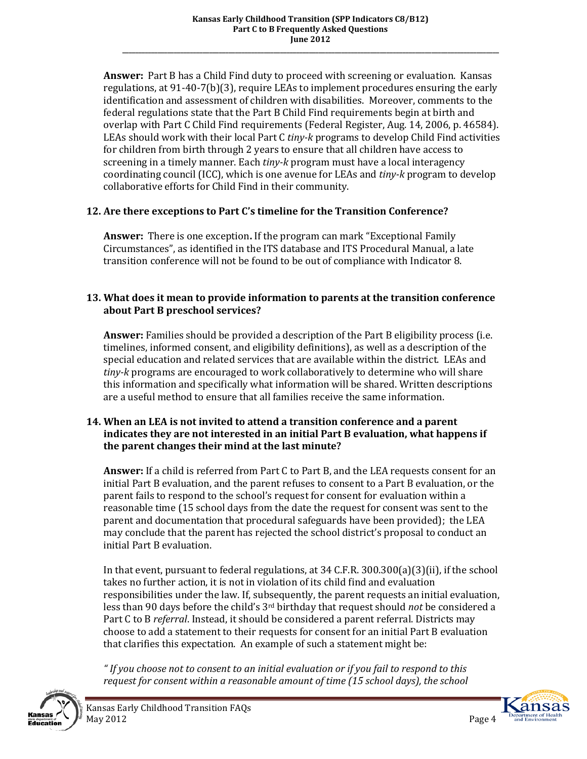**Answer:** Part B has a Child Find duty to proceed with screening or evaluation. Kansas regulations, at 91-40-7(b)(3), require LEAs to implement procedures ensuring the early identification and assessment of children with disabilities. Moreover, comments to the federal regulations state that the Part B Child Find requirements begin at birth and overlap with Part C Child Find requirements (Federal Register, Aug. 14, 2006, p. 46584). LEAs should work with their local Part C *tiny-k* programs to develop Child Find activities for children from birth through 2 years to ensure that all children have access to screening in a timely manner. Each *tiny-k* program must have a local interagency coordinating council (ICC), which is one avenue for LEAs and *tiny-k* program to develop collaborative efforts for Child Find in their community.

**12. Are there exceptions to Part C's timeline for the Transition Conference?**

**Answer:** There is one exception**.** If the program can mark "Exceptional Family Circumstances", as identified in the ITS database and ITS Procedural Manual, a late transition conference will not be found to be out of compliance with Indicator 8.

**13. What does it mean to provide information to parents at the transition conference about Part B preschool services?**

**Answer:** Families should be provided a description of the Part B eligibility process (i.e. timelines, informed consent, and eligibility definitions), as well as a description of the special education and related services that are available within the district. LEAs and *tiny-k* programs are encouraged to work collaboratively to determine who will share this information and specifically what information will be shared. Written descriptions are a useful method to ensure that all families receive the same information.

**14. When an LEA is not invited to attend a transition conference and a parent indicates they are not interested in an initial Part B evaluation, what happens if the parent changes their mind at the last minute?**

**Answer:** If a child is referred from Part C to Part B, and the LEA requests consent for an initial Part B evaluation, and the parent refuses to consent to a Part B evaluation, or the parent fails to respond to the school's request for consent for evaluation within a reasonable time (15 school days from the date the request for consent was sent to the parent and documentation that procedural safeguards have been provided); the LEA may conclude that the parent has rejected the school district's proposal to conduct an initial Part B evaluation.

In that event, pursuant to federal regulations, at 34 C.F.R. 300.300(a)(3)(ii), if the school takes no further action, it is not in violation of its child find and evaluation responsibilities under the law. If, subsequently, the parent requests an initial evaluation, less than 90 days before the child's 3rd birthday that request should *not* be considered a Part C to B *referral*. Instead, it should be considered a parent referral. Districts may choose to add a statement to their requests for consent for an initial Part B evaluation that clarifies this expectation. An example of such a statement might be:

*" If you choose not to consent to an initial evaluation or if you fail to respond to this request for consent within a reasonable amount of time (15 school days), the school*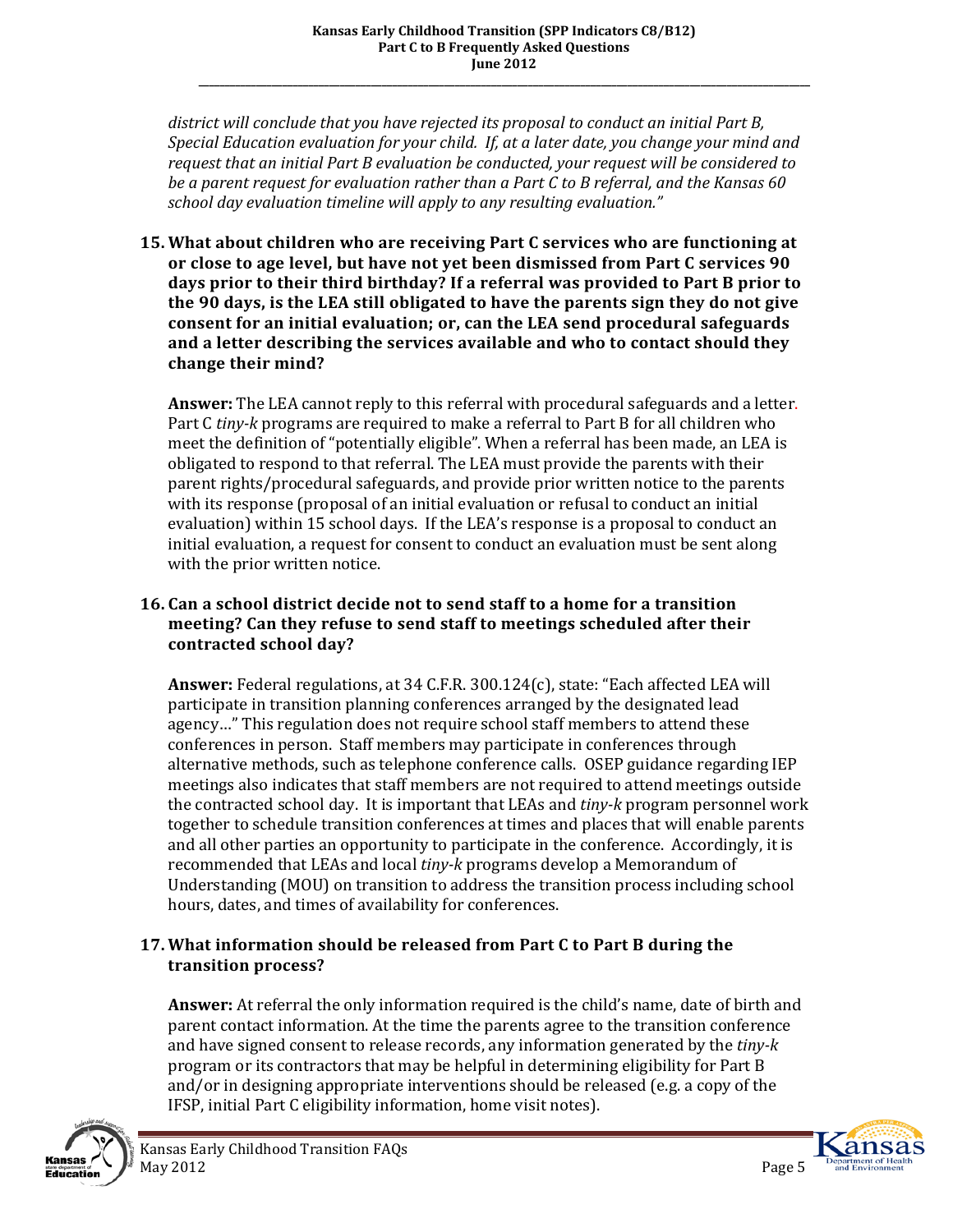*district will conclude that you have rejected its proposal to conduct an initial Part B, Special Education evaluation for your child. If, at a later date, you change your mind and request that an initial Part B evaluation be conducted, your request will be considered to be a parent request for evaluation rather than a Part C to B referral, and the Kansas 60 school day evaluation timeline will apply to any resulting evaluation."*

**15. What about children who are receiving Part C services who are functioning at or close to age level, but have not yet been dismissed from Part C services 90 days prior to their third birthday? If a referral was provided to Part B prior to the 90 days, is the LEA still obligated to have the parents sign they do not give consent for an initial evaluation; or, can the LEA send procedural safeguards and a letter describing the services available and who to contact should they change their mind?**

**Answer:** The LEA cannot reply to this referral with procedural safeguards and a letter. Part C *tiny-k* programs are required to make a referral to Part B for all children who meet the definition of "potentially eligible". When a referral has been made, an LEA is obligated to respond to that referral. The LEA must provide the parents with their parent rights/procedural safeguards, and provide prior written notice to the parents with its response (proposal of an initial evaluation or refusal to conduct an initial evaluation) within 15 school days. If the LEA's response is a proposal to conduct an initial evaluation, a request for consent to conduct an evaluation must be sent along with the prior written notice.

**16. Can a school district decide not to send staff to a home for a transition meeting? Can they refuse to send staff to meetings scheduled after their contracted school day?**

**Answer:** Federal regulations, at 34 C.F.R. 300.124(c), state: "Each affected LEA will participate in transition planning conferences arranged by the designated lead agency…" This regulation does not require school staff members to attend these conferences in person. Staff members may participate in conferences through alternative methods, such as telephone conference calls. OSEP guidance regarding IEP meetings also indicates that staff members are not required to attend meetings outside the contracted school day. It is important that LEAs and *tiny-k* program personnel work together to schedule transition conferences at times and places that will enable parents and all other parties an opportunity to participate in the conference. Accordingly, it is recommended that LEAs and local *tiny-k* programs develop a Memorandum of Understanding (MOU) on transition to address the transition process including school hours, dates, and times of availability for conferences.

**17. What information should be released from Part C to Part B during the transition process?**

**Answer:** At referral the only information required is the child's name, date of birth and parent contact information. At the time the parents agree to the transition conference and have signed consent to release records, any information generated by the *tiny-k* program or its contractors that may be helpful in determining eligibility for Part B and/or in designing appropriate interventions should be released (e.g. a copy of the IFSP, initial Part C eligibility information, home visit notes).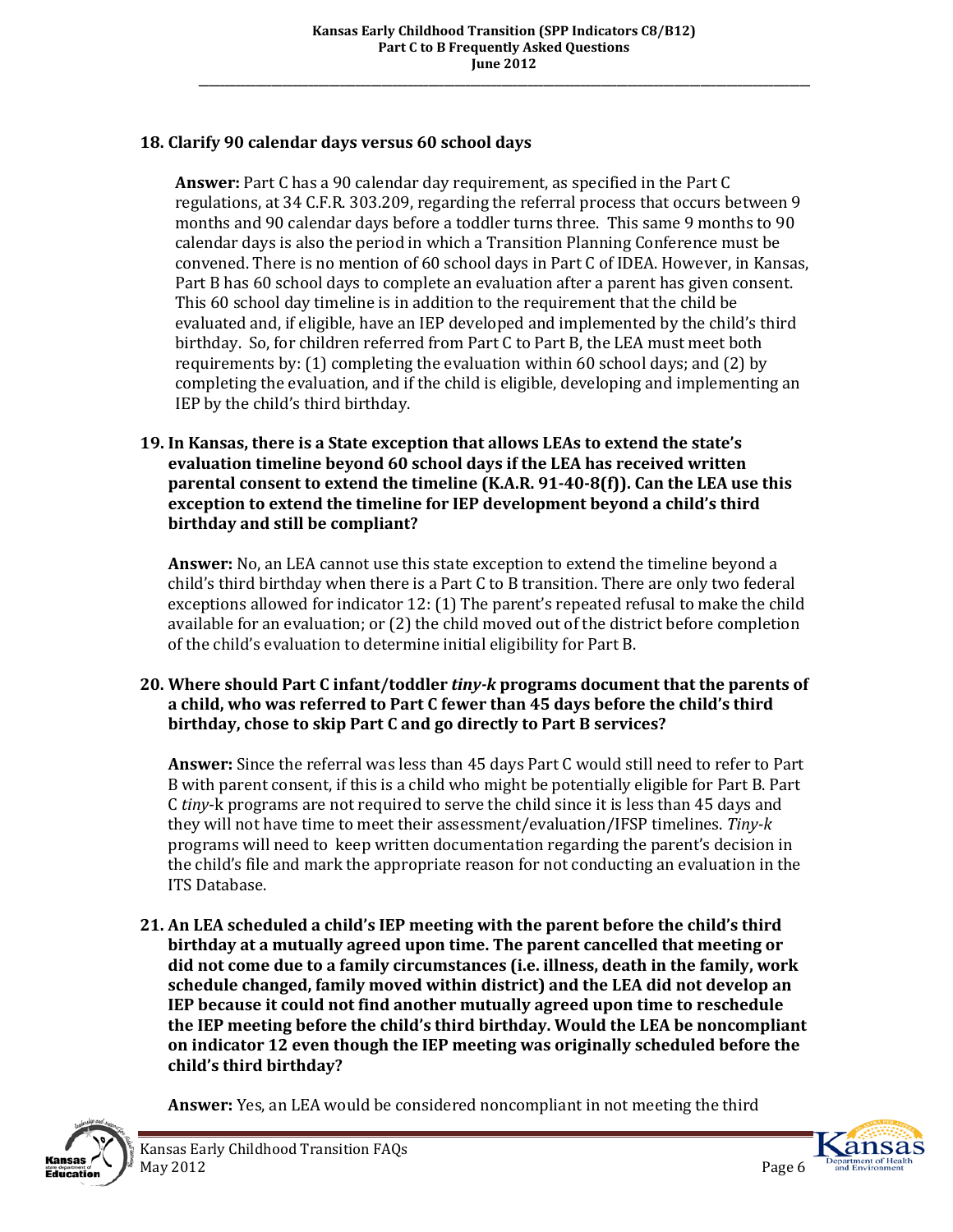**18. Clarify 90 calendar days versus 60 school days**

**Answer:** Part C has a 90 calendar day requirement, as specified in the Part C regulations, at 34 C.F.R. 303.209, regarding the referral process that occurs between 9 months and 90 calendar days before a toddler turns three. This same 9 months to 90 calendar days is also the period in which a Transition Planning Conference must be convened. There is no mention of 60 school days in Part C of IDEA. However, in Kansas, Part B has 60 school days to complete an evaluation after a parent has given consent. This 60 school day timeline is in addition to the requirement that the child be evaluated and, if eligible, have an IEP developed and implemented by the child's third birthday. So, for children referred from Part C to Part B, the LEA must meet both requirements by: (1) completing the evaluation within 60 school days; and (2) by completing the evaluation, and if the child is eligible, developing and implementing an IEP by the child's third birthday.

**19. In Kansas, there is a State exception that allows LEAs to extend the state's evaluation timeline beyond 60 school days if the LEA has received written parental consent to extend the timeline (K.A.R. 91-40-8(f)). Can the LEA use this exception to extend the timeline for IEP development beyond a child's third birthday and still be compliant?**

**Answer:** No, an LEA cannot use this state exception to extend the timeline beyond a child's third birthday when there is a Part C to B transition. There are only two federal exceptions allowed for indicator 12: (1) The parent's repeated refusal to make the child available for an evaluation; or (2) the child moved out of the district before completion of the child's evaluation to determine initial eligibility for Part B.

**20. Where should Part C infant/toddler *tiny-k* programs document that the parents of a child, who was referred to Part C fewer than 45 days before the child's third birthday, chose to skip Part C and go directly to Part B services?**

**Answer:** Since the referral was less than 45 days Part C would still need to refer to Part B with parent consent, if this is a child who might be potentially eligible for Part B. Part C *tiny*-k programs are not required to serve the child since it is less than 45 days and they will not have time to meet their assessment/evaluation/IFSP timelines. *Tiny-k* programs will need to keep written documentation regarding the parent's decision in the child's file and mark the appropriate reason for not conducting an evaluation in the ITS Database.

**21. An LEA scheduled a child's IEP meeting with the parent before the child's third birthday at a mutually agreed upon time. The parent cancelled that meeting or did not come due to a family circumstances (i.e. illness, death in the family, work schedule changed, family moved within district) and the LEA did not develop an IEP because it could not find another mutually agreed upon time to reschedule the IEP meeting before the child's third birthday. Would the LEA be noncompliant on indicator 12 even though the IEP meeting was originally scheduled before the child's third birthday?**

**Answer:** Yes, an LEA would be considered noncompliant in not meeting the third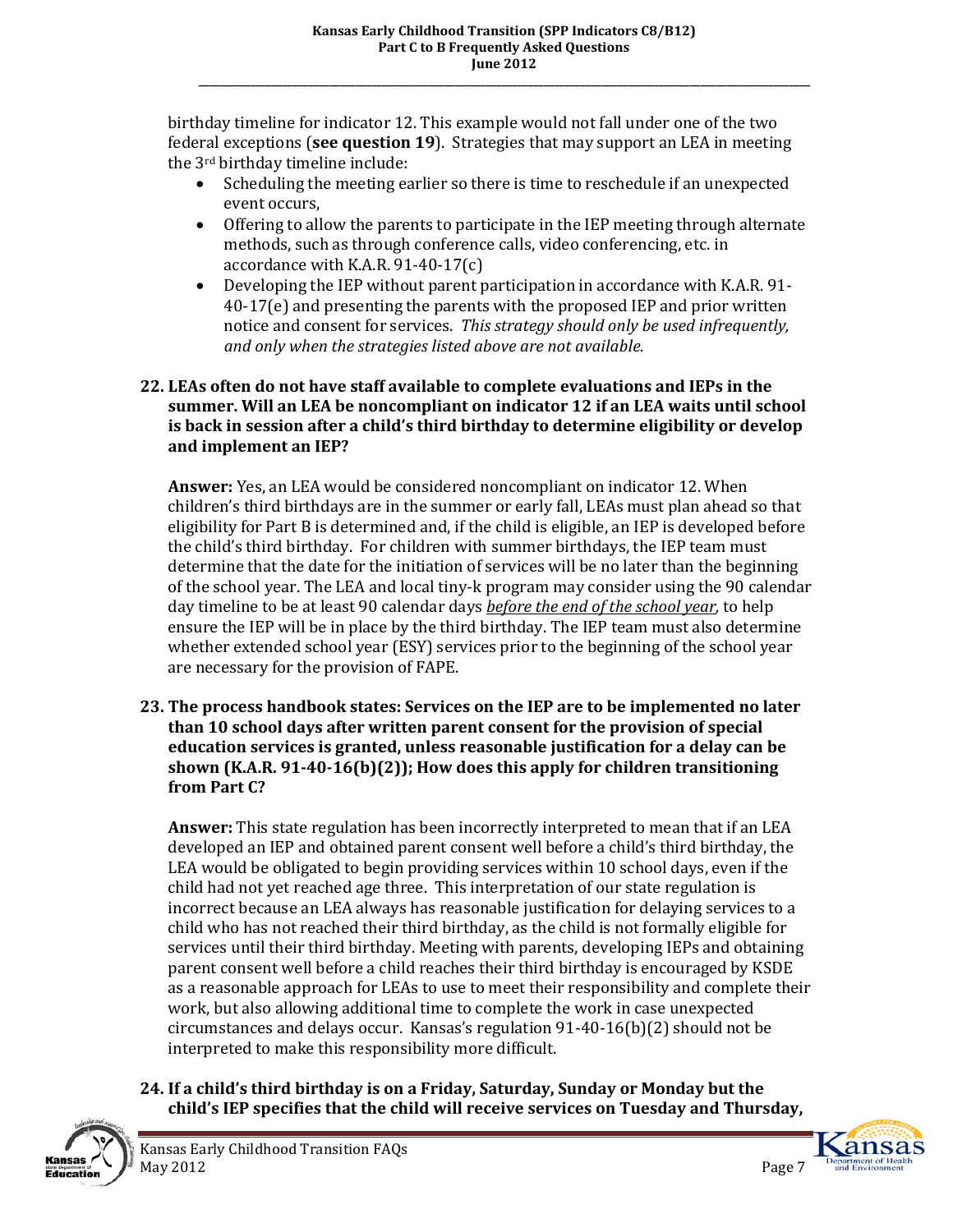birthday timeline for indicator 12. This example would not fall under one of the two federal exceptions (**see question 19**). Strategies that may support an LEA in meeting the 3rd birthday timeline include:

- Scheduling the meeting earlier so there is time to reschedule if an unexpected event occurs,
- Offering to allow the parents to participate in the IEP meeting through alternate methods, such as through conference calls, video conferencing, etc. in accordance with K.A.R. 91-40-17(c)
- Developing the IEP without parent participation in accordance with K.A.R. 91-40-17(e) and presenting the parents with the proposed IEP and prior written notice and consent for services. *This strategy should only be used infrequently, and only when the strategies listed above are not available.*

**22. LEAs often do not have staff available to complete evaluations and IEPs in the summer. Will an LEA be noncompliant on indicator 12 if an LEA waits until school is back in session after a child's third birthday to determine eligibility or develop and implement an IEP?**

**Answer:** Yes, an LEA would be considered noncompliant on indicator 12. When children's third birthdays are in the summer or early fall, LEAs must plan ahead so that eligibility for Part B is determined and, if the child is eligible, an IEP is developed before the child's third birthday. For children with summer birthdays, the IEP team must determine that the date for the initiation of services will be no later than the beginning of the school year. The LEA and local tiny-k program may consider using the 90 calendar day timeline to be at least 90 calendar days *before the end of the school year*, to help ensure the IEP will be in place by the third birthday. The IEP team must also determine whether extended school year (ESY) services prior to the beginning of the school year are necessary for the provision of FAPE.

**23. The process handbook states: Services on the IEP are to be implemented no later than 10 school days after written parent consent for the provision of special education services is granted, unless reasonable justification for a delay can be shown (K.A.R. 91-40-16(b)(2)); How does this apply for children transitioning from Part C?**

**Answer:** This state regulation has been incorrectly interpreted to mean that if an LEA developed an IEP and obtained parent consent well before a child's third birthday, the LEA would be obligated to begin providing services within 10 school days, even if the child had not yet reached age three. This interpretation of our state regulation is incorrect because an LEA always has reasonable justification for delaying services to a child who has not reached their third birthday, as the child is not formally eligible for services until their third birthday. Meeting with parents, developing IEPs and obtaining parent consent well before a child reaches their third birthday is encouraged by KSDE as a reasonable approach for LEAs to use to meet their responsibility and complete their work, but also allowing additional time to complete the work in case unexpected circumstances and delays occur. Kansas's regulation 91-40-16(b)(2) should not be interpreted to make this responsibility more difficult.

**24. If a child's third birthday is on a Friday, Saturday, Sunday or Monday but the child's IEP specifies that the child will receive services on Tuesday and Thursday,**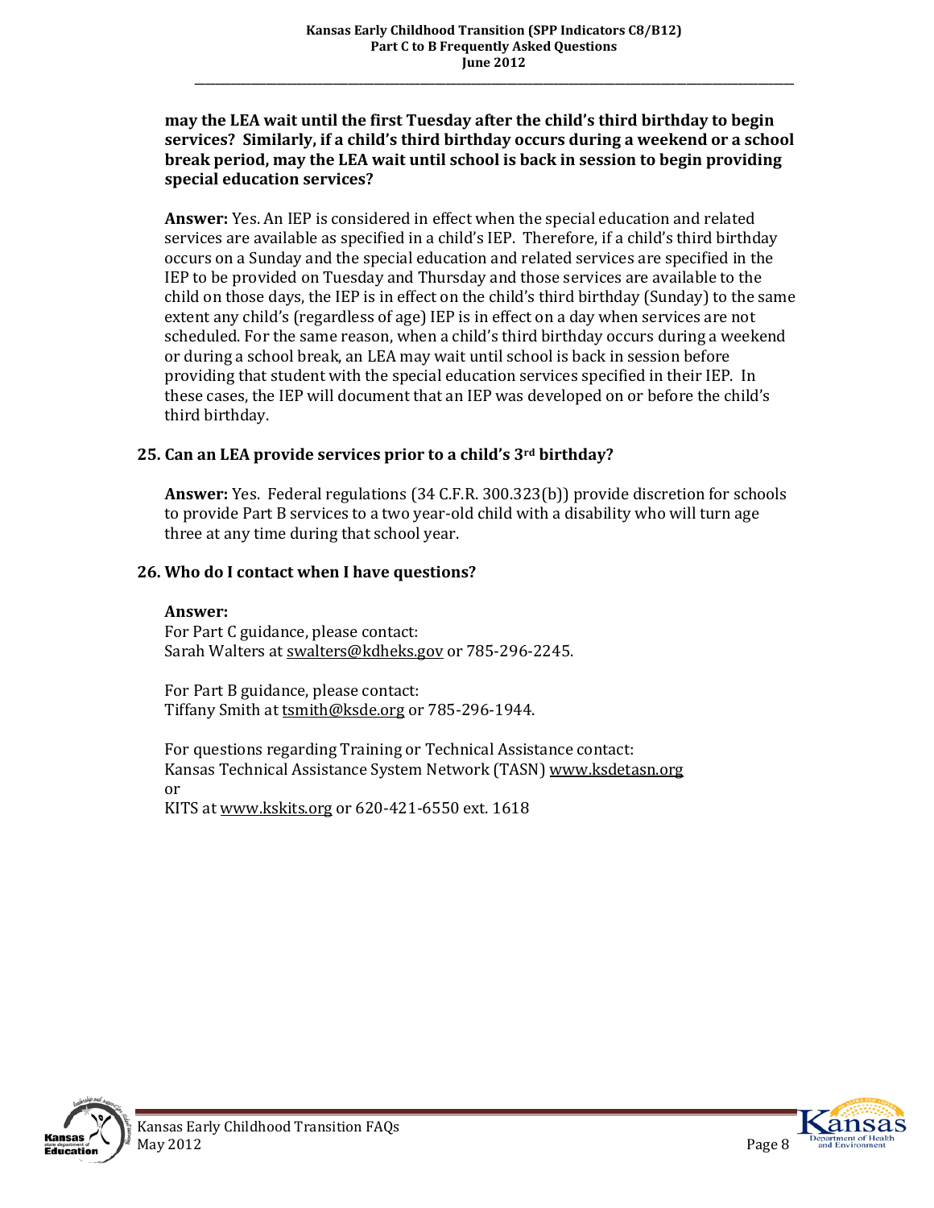**may the LEA wait until the first Tuesday after the child's third birthday to begin services? Similarly, if a child's third birthday occurs during a weekend or a school break period, may the LEA wait until school is back in session to begin providing special education services?**

**Answer:** Yes. An IEP is considered in effect when the special education and related services are available as specified in a child's IEP. Therefore, if a child's third birthday occurs on a Sunday and the special education and related services are specified in the IEP to be provided on Tuesday and Thursday and those services are available to the child on those days, the IEP is in effect on the child's third birthday (Sunday) to the same extent any child's (regardless of age) IEP is in effect on a day when services are not scheduled. For the same reason, when a child's third birthday occurs during a weekend or during a school break, an LEA may wait until school is back in session before providing that student with the special education services specified in their IEP. In these cases, the IEP will document that an IEP was developed on or before the child's third birthday.

### 25. Can an LEA provide services prior to a child's 3rd birthday?

**Answer:** Yes. Federal regulations (34 C.F.R. 300.323(b)) provide discretion for schools to provide Part B services to a two year-old child with a disability who will turn age three at any time during that school year.

### 26. Who do I contact when I have questions?

**Answer:**
For Part C guidance, please contact:
Sarah Walters at swalters@kdheks.gov or 785-296-2245.

For Part B guidance, please contact:
Tiffany Smith at tsmith@ksde.org or 785-296-1944.

For questions regarding Training or Technical Assistance contact:
Kansas Technical Assistance System Network (TASN) www.ksdetasn.org
or
KITS at www.kskits.org or 620-421-6550 ext. 1618